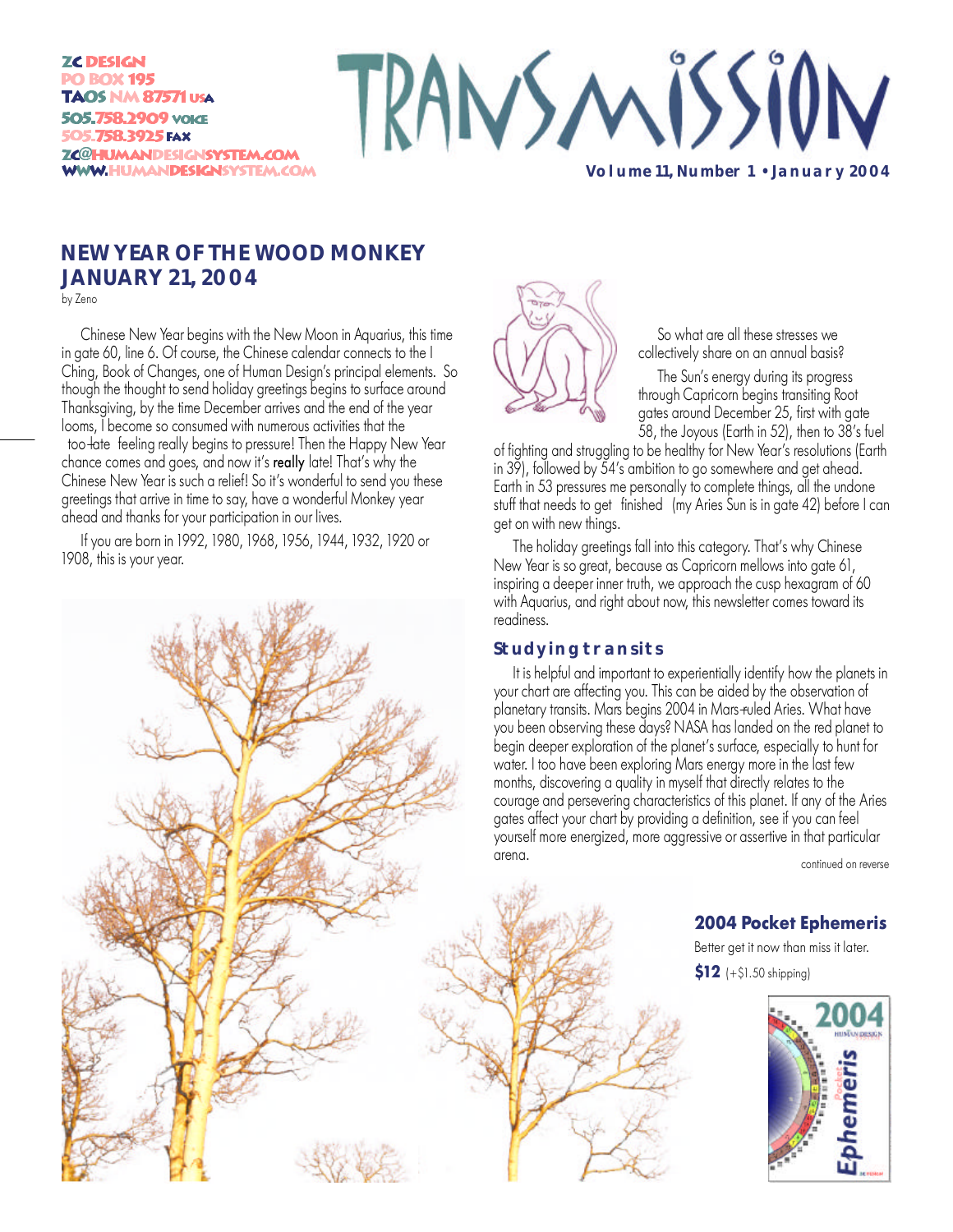ZC DESIGN
PO BOX 195
TAOS NM 87571 USA
505.758.2909 VOICE
505.758.3925 FAX
ZC@HUMANDESIGNSYSTEM.COM
WWW.HUMANDESIGNSYSTEM.COM

# TRANSMISSION

**Volume 11, Number 1 • January 2004**

## NEW YEAR OF THE WOOD MONKEY JANUARY 21, 2004

by Zeno

Chinese New Year begins with the New Moon in Aquarius, this time in gate 60, line 6. Of course, the Chinese calendar connects to the I Ching, Book of Changes, one of Human Design's principal elements. So though the thought to send holiday greetings begins to surface around Thanksgiving, by the time December arrives and the end of the year looms, I become so consumed with numerous activities that the too-late feeling really begins to pressure! Then the Happy New Year chance comes and goes, and now it's **really** late! That's why the Chinese New Year is such a relief! So it's wonderful to send you these greetings that arrive in time to say, have a wonderful Monkey year ahead and thanks for your participation in our lives.

If you are born in 1992, 1980, 1968, 1956, 1944, 1932, 1920 or 1908, this is your year.

So what are all these stresses we collectively share on an annual basis?

The Sun's energy during its progress through Capricorn begins transiting Root gates around December 25, first with gate 58, the Joyous (Earth in 52), then to 38's fuel of fighting and struggling to be healthy for New Year's resolutions (Earth in 39), followed by 54's ambition to go somewhere and get ahead. Earth in 53 pressures me personally to complete things, all the undone stuff that needs to get finished (my Aries Sun is in gate 42) before I can get on with new things.

The holiday greetings fall into this category. That's why Chinese New Year is so great, because as Capricorn mellows into gate 61, inspiring a deeper inner truth, we approach the cusp hexagram of 60 with Aquarius, and right about now, this newsletter comes toward its readiness.

### Studying transits

It is helpful and important to experientially identify how the planets in your chart are affecting you. This can be aided by the observation of planetary transits. Mars begins 2004 in Mars-ruled Aries. What have you been observing these days? NASA has landed on the red planet to begin deeper exploration of the planet's surface, especially to hunt for water. I too have been exploring Mars energy more in the last few months, discovering a quality in myself that directly relates to the courage and persevering characteristics of this planet. If any of the Aries gates affect your chart by providing a definition, see if you can feel yourself more energized, more aggressive or assertive in that particular arena.

continued on reverse

### 2004 Pocket Ephemeris

Better get it now than miss it later.

**$12** (+$1.50 shipping)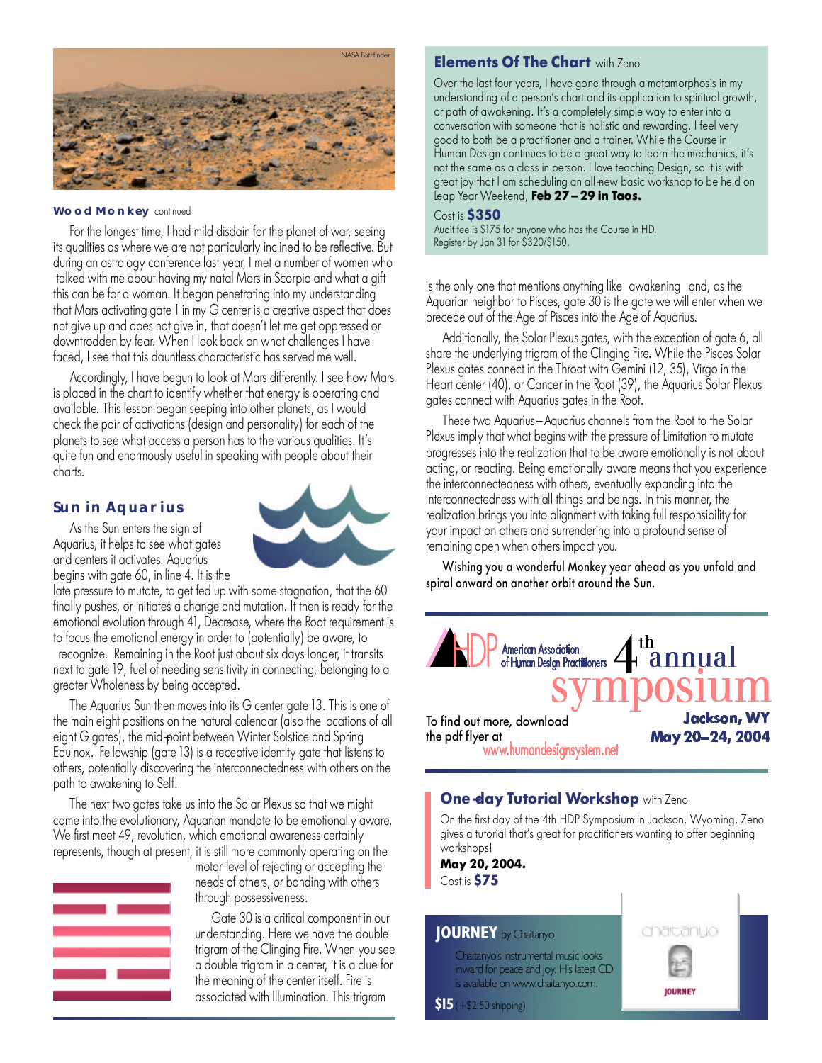NASA Pathfinder

### Wood Monkey continued

For the longest time, I had mild disdain for the planet of war, seeing its qualities as where we are not particularly inclined to be reflective. But during an astrology conference last year, I met a number of women who talked with me about having my natal Mars in Scorpio and what a gift this can be for a woman. It began penetrating into my understanding that Mars activating gate 1 in my G center is a creative aspect that does not give up and does not give in, that doesn't let me get oppressed or downtrodden by fear. When I look back on what challenges I have faced, I see that this dauntless characteristic has served me well.

Accordingly, I have begun to look at Mars differently. I see how Mars is placed in the chart to identify whether that energy is operating and available. This lesson began seeping into other planets, as I would check the pair of activations (design and personality) for each of the planets to see what access a person has to the various qualities. It's quite fun and enormously useful in speaking with people about their charts.

### Sun in Aquarius

As the Sun enters the sign of Aquarius, it helps to see what gates and centers it activates. Aquarius begins with gate 60, in line 4. It is the late pressure to mutate, to get fed up with some stagnation, that the 60 finally pushes, or initiates a change and mutation. It then is ready for the emotional evolution through 41, Decrease, where the Root requirement is to focus the emotional energy in order to (potentially) be aware, to recognize. Remaining in the Root just about six days longer, it transits next to gate 19, fuel of needing sensitivity in connecting, belonging to a greater Wholeness by being accepted.

The Aquarius Sun then moves into its G center gate 13. This is one of the main eight positions on the natural calendar (also the locations of all eight G gates), the mid-point between Winter Solstice and Spring Equinox. Fellowship (gate 13) is a receptive identity gate that listens to others, potentially discovering the interconnectedness with others on the path to awakening to Self.

The next two gates take us into the Solar Plexus so that we might come into the evolutionary, Aquarian mandate to be emotionally aware. We first meet 49, revolution, which emotional awareness certainly represents, though at present, it is still more commonly operating on the motor-level of rejecting or accepting the needs of others, or bonding with others through possessiveness.

Gate 30 is a critical component in our understanding. Here we have the double trigram of the Clinging Fire. When you see a double trigram in a center, it is a clue for the meaning of the center itself. Fire is associated with Illumination. This trigram is the only one that mentions anything like awakening and, as the Aquarian neighbor to Pisces, gate 30 is the gate we will enter when we precede out of the Age of Pisces into the Age of Aquarius.

Additionally, the Solar Plexus gates, with the exception of gate 6, all share the underlying trigram of the Clinging Fire. While the Pisces Solar Plexus gates connect in the Throat with Gemini (12, 35), Virgo in the Heart center (40), or Cancer in the Root (39), the Aquarius Solar Plexus gates connect with Aquarius gates in the Root.

These two Aquarius–Aquarius channels from the Root to the Solar Plexus imply that what begins with the pressure of Limitation to mutate progresses into the realization that to be aware emotionally is not about acting, or reacting. Being emotionally aware means that you experience the interconnectedness with others, eventually expanding into the interconnectedness with all things and beings. In this manner, the realization brings you into alignment with taking full responsibility for your impact on others and surrendering into a profound sense of remaining open when others impact you.

Wishing you a wonderful Monkey year ahead as you unfold and spiral onward on another orbit around the Sun.

---

### Elements Of The Chart with Zeno

Over the last four years, I have gone through a metamorphosis in my understanding of a person's chart and its application to spiritual growth, or path of awakening. It's a completely simple way to enter into a conversation with someone that is holistic and rewarding. I feel very good to both be a practitioner and a trainer. While the Course in Human Design continues to be a great way to learn the mechanics, it's not the same as a class in person. I love teaching Design, so it is with great joy that I am scheduling an all-new basic workshop to be held on Leap Year Weekend, **Feb 27 – 29 in Taos.**

Cost is **$350**
Audit fee is $175 for anyone who has the Course in HD.
Register by Jan 31 for $320/$150.

---

AHDP American Association of Human Design Practitioners

4th annual symposium

To find out more, download the pdf flyer at www.humandesignsystem.net

**Jackson, WY**
**May 20–24, 2004**

---

### One-day Tutorial Workshop with Zeno

On the first day of the 4th HDP Symposium in Jackson, Wyoming, Zeno gives a tutorial that's great for practitioners wanting to offer beginning workshops!

**May 20, 2004.**
Cost is **$75**

---

### JOURNEY by Chaitanyo

Chaitanyo's instrumental music looks inward for peace and joy. His latest CD is available on www.chaitanyo.com.

**$15** (+$2.50 shipping)

chaitanyo

JOURNEY